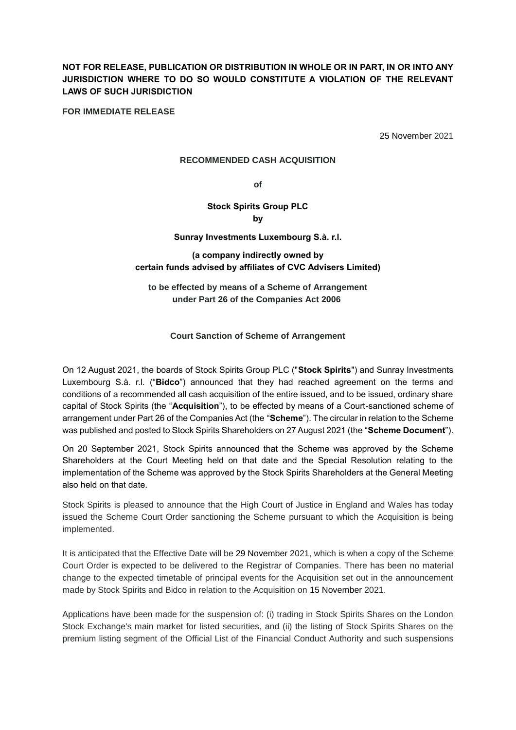**NOT FOR RELEASE, PUBLICATION OR DISTRIBUTION IN WHOLE OR IN PART, IN OR INTO ANY JURISDICTION WHERE TO DO SO WOULD CONSTITUTE A VIOLATION OF THE RELEVANT LAWS OF SUCH JURISDICTION**

**FOR IMMEDIATE RELEASE**

25 November 2021

**RECOMMENDED CASH ACQUISITION**

**of**

**Stock Spirits Group PLC**
**by**

**Sunray Investments Luxembourg S.à. r.l.**

**(a company indirectly owned by certain funds advised by affiliates of CVC Advisers Limited)**

**to be effected by means of a Scheme of Arrangement under Part 26 of the Companies Act 2006**

**Court Sanction of Scheme of Arrangement**

On 12 August 2021, the boards of Stock Spirits Group PLC ("**Stock Spirits**") and Sunray Investments Luxembourg S.à. r.l. ("**Bidco**") announced that they had reached agreement on the terms and conditions of a recommended all cash acquisition of the entire issued, and to be issued, ordinary share capital of Stock Spirits (the "**Acquisition**"), to be effected by means of a Court-sanctioned scheme of arrangement under Part 26 of the Companies Act (the "**Scheme**"). The circular in relation to the Scheme was published and posted to Stock Spirits Shareholders on 27 August 2021 (the "**Scheme Document**").

On 20 September 2021, Stock Spirits announced that the Scheme was approved by the Scheme Shareholders at the Court Meeting held on that date and the Special Resolution relating to the implementation of the Scheme was approved by the Stock Spirits Shareholders at the General Meeting also held on that date.

Stock Spirits is pleased to announce that the High Court of Justice in England and Wales has today issued the Scheme Court Order sanctioning the Scheme pursuant to which the Acquisition is being implemented.

It is anticipated that the Effective Date will be 29 November 2021, which is when a copy of the Scheme Court Order is expected to be delivered to the Registrar of Companies. There has been no material change to the expected timetable of principal events for the Acquisition set out in the announcement made by Stock Spirits and Bidco in relation to the Acquisition on 15 November 2021.

Applications have been made for the suspension of: (i) trading in Stock Spirits Shares on the London Stock Exchange's main market for listed securities, and (ii) the listing of Stock Spirits Shares on the premium listing segment of the Official List of the Financial Conduct Authority and such suspensions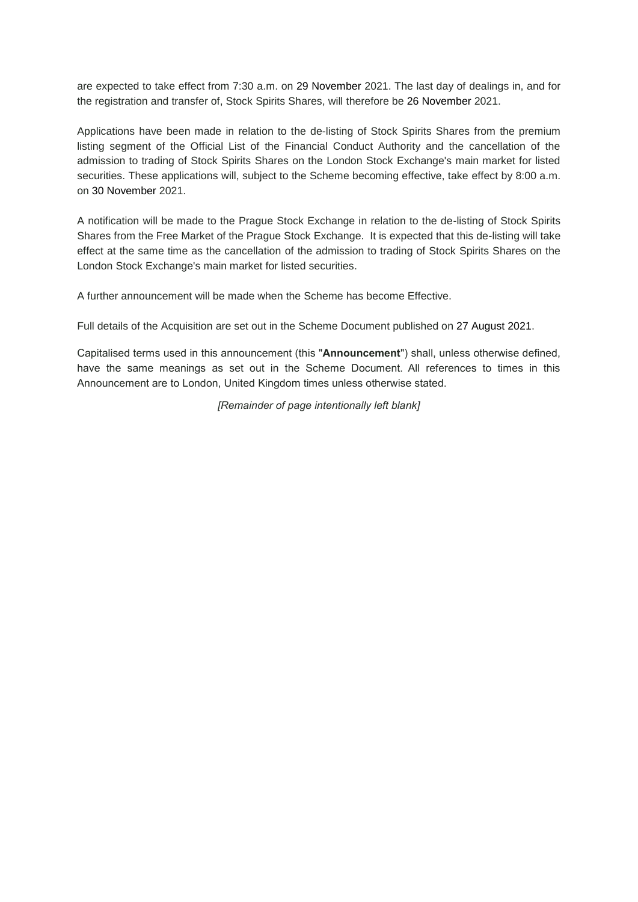are expected to take effect from 7:30 a.m. on 29 November 2021. The last day of dealings in, and for the registration and transfer of, Stock Spirits Shares, will therefore be 26 November 2021.

Applications have been made in relation to the de-listing of Stock Spirits Shares from the premium listing segment of the Official List of the Financial Conduct Authority and the cancellation of the admission to trading of Stock Spirits Shares on the London Stock Exchange's main market for listed securities. These applications will, subject to the Scheme becoming effective, take effect by 8:00 a.m. on 30 November 2021.

A notification will be made to the Prague Stock Exchange in relation to the de-listing of Stock Spirits Shares from the Free Market of the Prague Stock Exchange. It is expected that this de-listing will take effect at the same time as the cancellation of the admission to trading of Stock Spirits Shares on the London Stock Exchange's main market for listed securities.

A further announcement will be made when the Scheme has become Effective.

Full details of the Acquisition are set out in the Scheme Document published on 27 August 2021.

Capitalised terms used in this announcement (this "**Announcement**") shall, unless otherwise defined, have the same meanings as set out in the Scheme Document. All references to times in this Announcement are to London, United Kingdom times unless otherwise stated.

*[Remainder of page intentionally left blank]*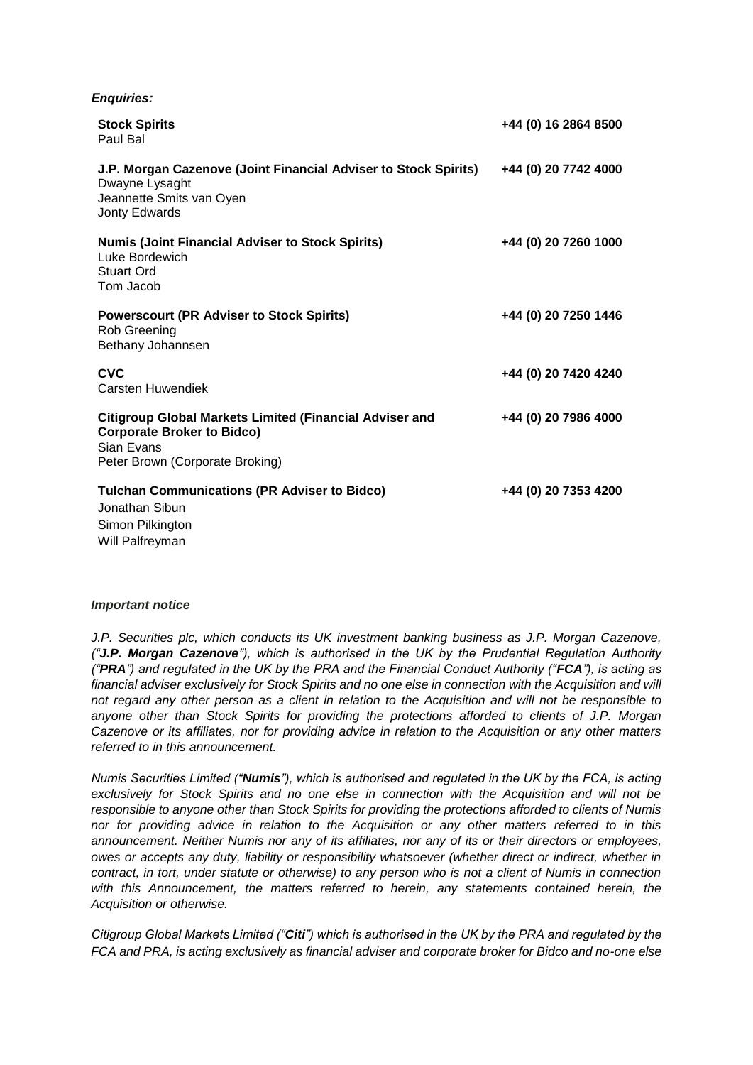***Enquiries:***

| | |
|---|---|
| **Stock Spirits**<br>Paul Bal | **+44 (0) 16 2864 8500** |
| **J.P. Morgan Cazenove (Joint Financial Adviser to Stock Spirits)**<br>Dwayne Lysaght<br>Jeannette Smits van Oyen<br>Jonty Edwards | **+44 (0) 20 7742 4000** |
| **Numis (Joint Financial Adviser to Stock Spirits)**<br>Luke Bordewich<br>Stuart Ord<br>Tom Jacob | **+44 (0) 20 7260 1000** |
| **Powerscourt (PR Adviser to Stock Spirits)**<br>Rob Greening<br>Bethany Johannsen | **+44 (0) 20 7250 1446** |
| **CVC**<br>Carsten Huwendiek | **+44 (0) 20 7420 4240** |
| **Citigroup Global Markets Limited (Financial Adviser and Corporate Broker to Bidco)**<br>Sian Evans<br>Peter Brown (Corporate Broking) | **+44 (0) 20 7986 4000** |
| **Tulchan Communications (PR Adviser to Bidco)**<br>Jonathan Sibun<br>Simon Pilkington<br>Will Palfreyman | **+44 (0) 20 7353 4200** |

***Important notice***

*J.P. Securities plc, which conducts its UK investment banking business as J.P. Morgan Cazenove, ("**J.P. Morgan Cazenove**"), which is authorised in the UK by the Prudential Regulation Authority ("**PRA**") and regulated in the UK by the PRA and the Financial Conduct Authority ("**FCA**"), is acting as financial adviser exclusively for Stock Spirits and no one else in connection with the Acquisition and will not regard any other person as a client in relation to the Acquisition and will not be responsible to anyone other than Stock Spirits for providing the protections afforded to clients of J.P. Morgan Cazenove or its affiliates, nor for providing advice in relation to the Acquisition or any other matters referred to in this announcement.*

*Numis Securities Limited ("**Numis**"), which is authorised and regulated in the UK by the FCA, is acting exclusively for Stock Spirits and no one else in connection with the Acquisition and will not be responsible to anyone other than Stock Spirits for providing the protections afforded to clients of Numis nor for providing advice in relation to the Acquisition or any other matters referred to in this announcement. Neither Numis nor any of its affiliates, nor any of its or their directors or employees, owes or accepts any duty, liability or responsibility whatsoever (whether direct or indirect, whether in contract, in tort, under statute or otherwise) to any person who is not a client of Numis in connection with this Announcement, the matters referred to herein, any statements contained herein, the Acquisition or otherwise.*

*Citigroup Global Markets Limited ("**Citi**") which is authorised in the UK by the PRA and regulated by the FCA and PRA, is acting exclusively as financial adviser and corporate broker for Bidco and no-one else*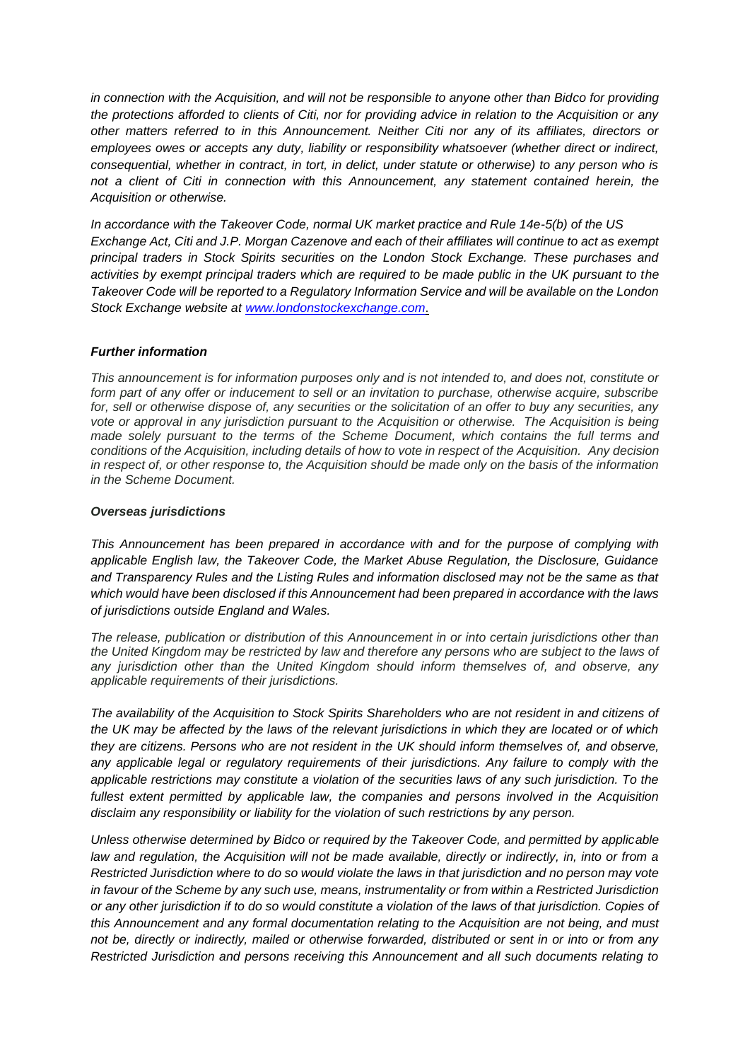*in connection with the Acquisition, and will not be responsible to anyone other than Bidco for providing the protections afforded to clients of Citi, nor for providing advice in relation to the Acquisition or any other matters referred to in this Announcement. Neither Citi nor any of its affiliates, directors or employees owes or accepts any duty, liability or responsibility whatsoever (whether direct or indirect, consequential, whether in contract, in tort, in delict, under statute or otherwise) to any person who is not a client of Citi in connection with this Announcement, any statement contained herein, the Acquisition or otherwise.*

*In accordance with the Takeover Code, normal UK market practice and Rule 14e-5(b) of the US Exchange Act, Citi and J.P. Morgan Cazenove and each of their affiliates will continue to act as exempt principal traders in Stock Spirits securities on the London Stock Exchange. These purchases and activities by exempt principal traders which are required to be made public in the UK pursuant to the Takeover Code will be reported to a Regulatory Information Service and will be available on the London Stock Exchange website at www.londonstockexchange.com.*

***Further information***

*This announcement is for information purposes only and is not intended to, and does not, constitute or form part of any offer or inducement to sell or an invitation to purchase, otherwise acquire, subscribe for, sell or otherwise dispose of, any securities or the solicitation of an offer to buy any securities, any vote or approval in any jurisdiction pursuant to the Acquisition or otherwise. The Acquisition is being made solely pursuant to the terms of the Scheme Document, which contains the full terms and conditions of the Acquisition, including details of how to vote in respect of the Acquisition. Any decision in respect of, or other response to, the Acquisition should be made only on the basis of the information in the Scheme Document.*

***Overseas jurisdictions***

*This Announcement has been prepared in accordance with and for the purpose of complying with applicable English law, the Takeover Code, the Market Abuse Regulation, the Disclosure, Guidance and Transparency Rules and the Listing Rules and information disclosed may not be the same as that which would have been disclosed if this Announcement had been prepared in accordance with the laws of jurisdictions outside England and Wales.*

*The release, publication or distribution of this Announcement in or into certain jurisdictions other than the United Kingdom may be restricted by law and therefore any persons who are subject to the laws of any jurisdiction other than the United Kingdom should inform themselves of, and observe, any applicable requirements of their jurisdictions.*

*The availability of the Acquisition to Stock Spirits Shareholders who are not resident in and citizens of the UK may be affected by the laws of the relevant jurisdictions in which they are located or of which they are citizens. Persons who are not resident in the UK should inform themselves of, and observe, any applicable legal or regulatory requirements of their jurisdictions. Any failure to comply with the applicable restrictions may constitute a violation of the securities laws of any such jurisdiction. To the fullest extent permitted by applicable law, the companies and persons involved in the Acquisition disclaim any responsibility or liability for the violation of such restrictions by any person.*

*Unless otherwise determined by Bidco or required by the Takeover Code, and permitted by applicable law and regulation, the Acquisition will not be made available, directly or indirectly, in, into or from a Restricted Jurisdiction where to do so would violate the laws in that jurisdiction and no person may vote in favour of the Scheme by any such use, means, instrumentality or from within a Restricted Jurisdiction or any other jurisdiction if to do so would constitute a violation of the laws of that jurisdiction. Copies of this Announcement and any formal documentation relating to the Acquisition are not being, and must not be, directly or indirectly, mailed or otherwise forwarded, distributed or sent in or into or from any Restricted Jurisdiction and persons receiving this Announcement and all such documents relating to*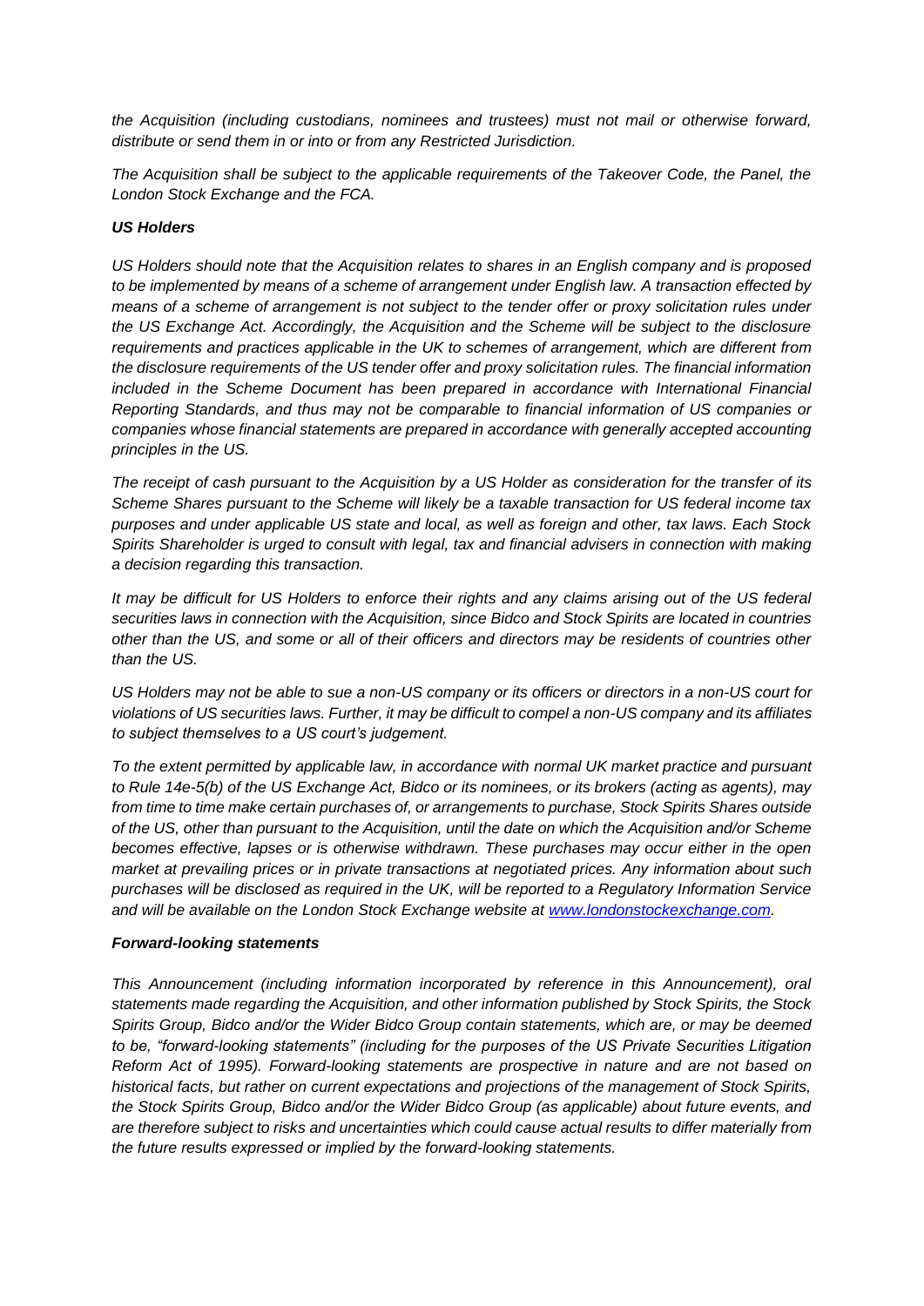*the Acquisition (including custodians, nominees and trustees) must not mail or otherwise forward, distribute or send them in or into or from any Restricted Jurisdiction.*

*The Acquisition shall be subject to the applicable requirements of the Takeover Code, the Panel, the London Stock Exchange and the FCA.*

***US Holders***

*US Holders should note that the Acquisition relates to shares in an English company and is proposed to be implemented by means of a scheme of arrangement under English law. A transaction effected by means of a scheme of arrangement is not subject to the tender offer or proxy solicitation rules under the US Exchange Act. Accordingly, the Acquisition and the Scheme will be subject to the disclosure requirements and practices applicable in the UK to schemes of arrangement, which are different from the disclosure requirements of the US tender offer and proxy solicitation rules. The financial information included in the Scheme Document has been prepared in accordance with International Financial Reporting Standards, and thus may not be comparable to financial information of US companies or companies whose financial statements are prepared in accordance with generally accepted accounting principles in the US.*

*The receipt of cash pursuant to the Acquisition by a US Holder as consideration for the transfer of its Scheme Shares pursuant to the Scheme will likely be a taxable transaction for US federal income tax purposes and under applicable US state and local, as well as foreign and other, tax laws. Each Stock Spirits Shareholder is urged to consult with legal, tax and financial advisers in connection with making a decision regarding this transaction.*

*It may be difficult for US Holders to enforce their rights and any claims arising out of the US federal securities laws in connection with the Acquisition, since Bidco and Stock Spirits are located in countries other than the US, and some or all of their officers and directors may be residents of countries other than the US.*

*US Holders may not be able to sue a non-US company or its officers or directors in a non-US court for violations of US securities laws. Further, it may be difficult to compel a non-US company and its affiliates to subject themselves to a US court's judgement.*

*To the extent permitted by applicable law, in accordance with normal UK market practice and pursuant to Rule 14e-5(b) of the US Exchange Act, Bidco or its nominees, or its brokers (acting as agents), may from time to time make certain purchases of, or arrangements to purchase, Stock Spirits Shares outside of the US, other than pursuant to the Acquisition, until the date on which the Acquisition and/or Scheme becomes effective, lapses or is otherwise withdrawn. These purchases may occur either in the open market at prevailing prices or in private transactions at negotiated prices. Any information about such purchases will be disclosed as required in the UK, will be reported to a Regulatory Information Service and will be available on the London Stock Exchange website at [www.londonstockexchange.com](http://www.londonstockexchange.com).*

***Forward-looking statements***

*This Announcement (including information incorporated by reference in this Announcement), oral statements made regarding the Acquisition, and other information published by Stock Spirits, the Stock Spirits Group, Bidco and/or the Wider Bidco Group contain statements, which are, or may be deemed to be, "forward-looking statements" (including for the purposes of the US Private Securities Litigation Reform Act of 1995). Forward-looking statements are prospective in nature and are not based on historical facts, but rather on current expectations and projections of the management of Stock Spirits, the Stock Spirits Group, Bidco and/or the Wider Bidco Group (as applicable) about future events, and are therefore subject to risks and uncertainties which could cause actual results to differ materially from the future results expressed or implied by the forward-looking statements.*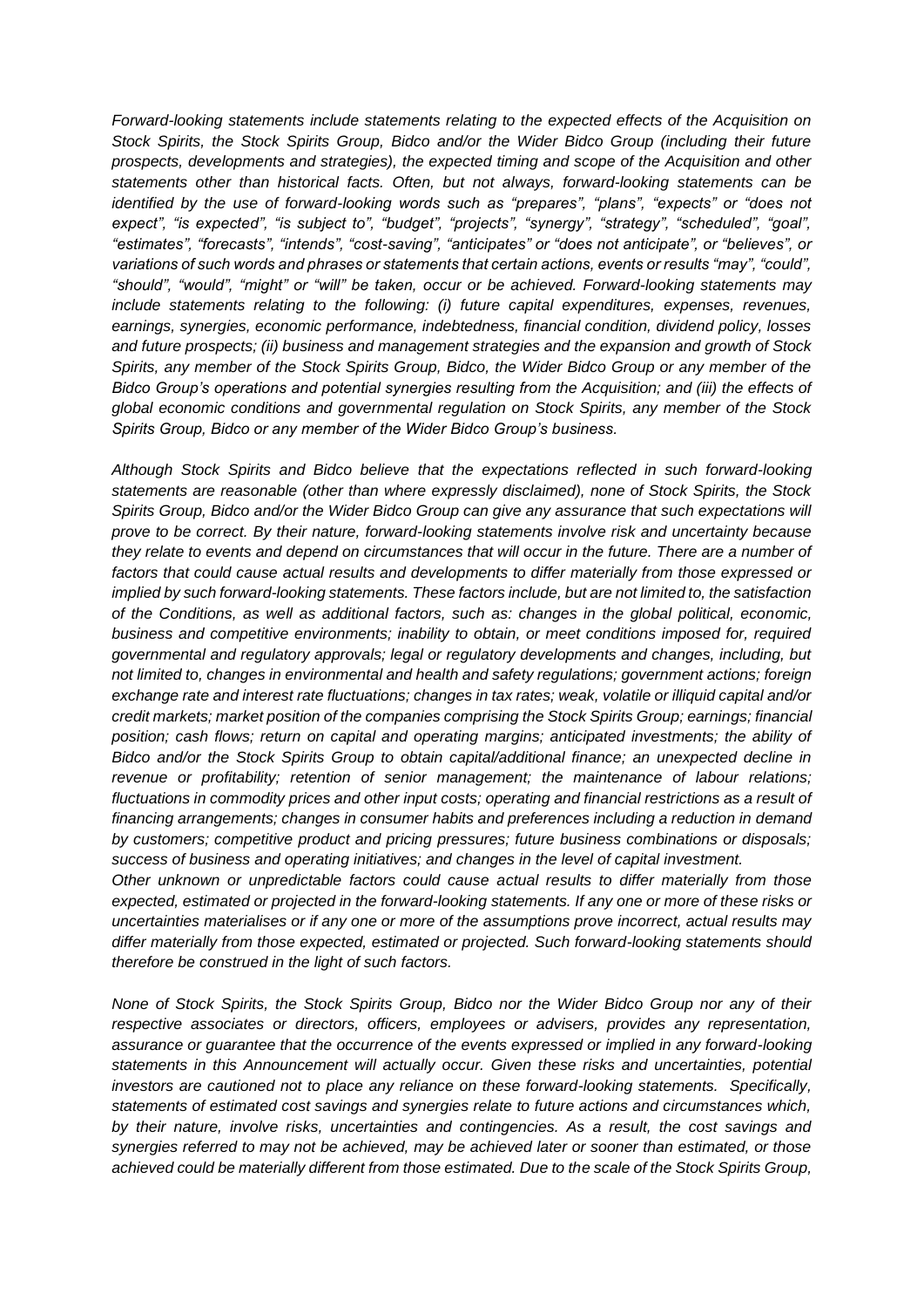*Forward-looking statements include statements relating to the expected effects of the Acquisition on Stock Spirits, the Stock Spirits Group, Bidco and/or the Wider Bidco Group (including their future prospects, developments and strategies), the expected timing and scope of the Acquisition and other statements other than historical facts. Often, but not always, forward-looking statements can be identified by the use of forward-looking words such as "prepares", "plans", "expects" or "does not expect", "is expected", "is subject to", "budget", "projects", "synergy", "strategy", "scheduled", "goal", "estimates", "forecasts", "intends", "cost-saving", "anticipates" or "does not anticipate", or "believes", or variations of such words and phrases or statements that certain actions, events or results "may", "could", "should", "would", "might" or "will" be taken, occur or be achieved. Forward-looking statements may include statements relating to the following: (i) future capital expenditures, expenses, revenues, earnings, synergies, economic performance, indebtedness, financial condition, dividend policy, losses and future prospects; (ii) business and management strategies and the expansion and growth of Stock Spirits, any member of the Stock Spirits Group, Bidco, the Wider Bidco Group or any member of the Bidco Group's operations and potential synergies resulting from the Acquisition; and (iii) the effects of global economic conditions and governmental regulation on Stock Spirits, any member of the Stock Spirits Group, Bidco or any member of the Wider Bidco Group's business.*

*Although Stock Spirits and Bidco believe that the expectations reflected in such forward-looking statements are reasonable (other than where expressly disclaimed), none of Stock Spirits, the Stock Spirits Group, Bidco and/or the Wider Bidco Group can give any assurance that such expectations will prove to be correct. By their nature, forward-looking statements involve risk and uncertainty because they relate to events and depend on circumstances that will occur in the future. There are a number of factors that could cause actual results and developments to differ materially from those expressed or implied by such forward-looking statements. These factors include, but are not limited to, the satisfaction of the Conditions, as well as additional factors, such as: changes in the global political, economic, business and competitive environments; inability to obtain, or meet conditions imposed for, required governmental and regulatory approvals; legal or regulatory developments and changes, including, but not limited to, changes in environmental and health and safety regulations; government actions; foreign exchange rate and interest rate fluctuations; changes in tax rates; weak, volatile or illiquid capital and/or credit markets; market position of the companies comprising the Stock Spirits Group; earnings; financial position; cash flows; return on capital and operating margins; anticipated investments; the ability of Bidco and/or the Stock Spirits Group to obtain capital/additional finance; an unexpected decline in revenue or profitability; retention of senior management; the maintenance of labour relations; fluctuations in commodity prices and other input costs; operating and financial restrictions as a result of financing arrangements; changes in consumer habits and preferences including a reduction in demand by customers; competitive product and pricing pressures; future business combinations or disposals; success of business and operating initiatives; and changes in the level of capital investment.*

*Other unknown or unpredictable factors could cause actual results to differ materially from those expected, estimated or projected in the forward-looking statements. If any one or more of these risks or uncertainties materialises or if any one or more of the assumptions prove incorrect, actual results may differ materially from those expected, estimated or projected. Such forward-looking statements should therefore be construed in the light of such factors.*

*None of Stock Spirits, the Stock Spirits Group, Bidco nor the Wider Bidco Group nor any of their respective associates or directors, officers, employees or advisers, provides any representation, assurance or guarantee that the occurrence of the events expressed or implied in any forward-looking statements in this Announcement will actually occur. Given these risks and uncertainties, potential investors are cautioned not to place any reliance on these forward-looking statements. Specifically, statements of estimated cost savings and synergies relate to future actions and circumstances which, by their nature, involve risks, uncertainties and contingencies. As a result, the cost savings and synergies referred to may not be achieved, may be achieved later or sooner than estimated, or those achieved could be materially different from those estimated. Due to the scale of the Stock Spirits Group,*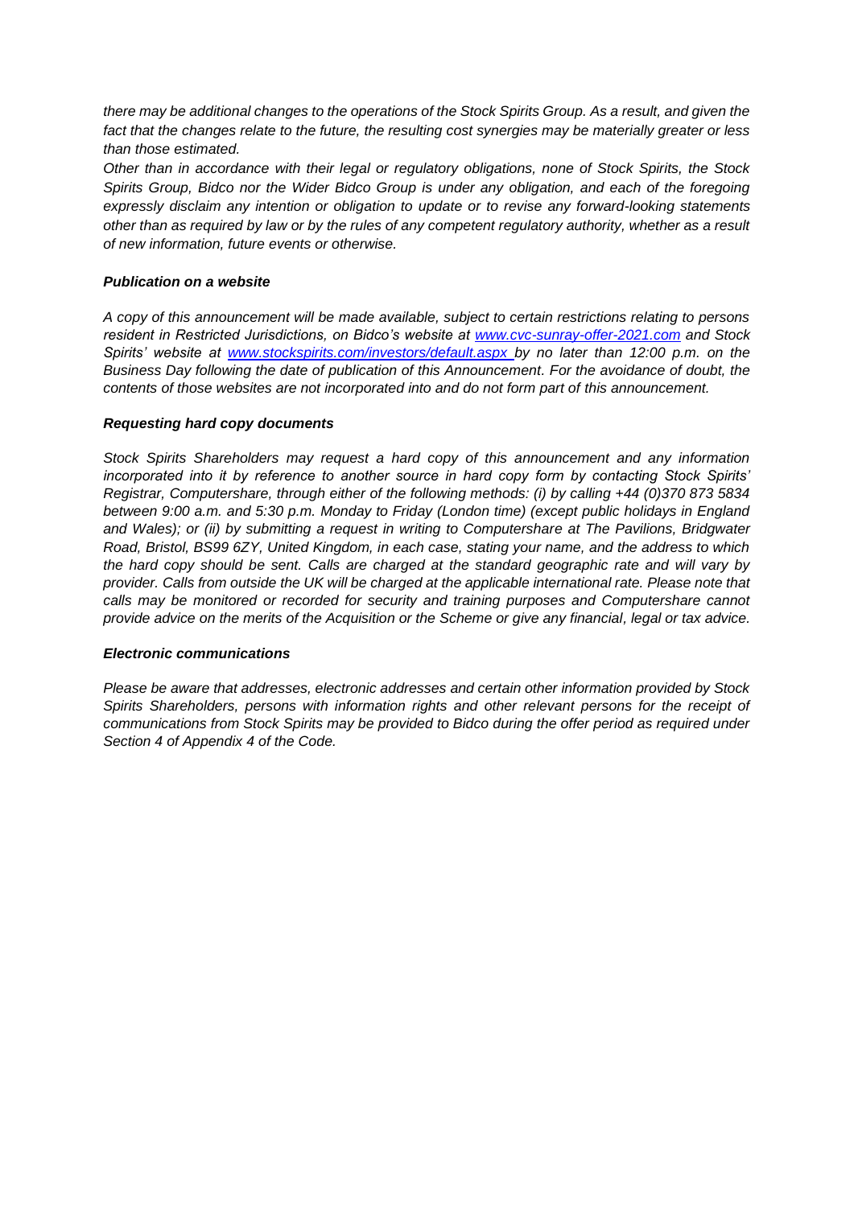*there may be additional changes to the operations of the Stock Spirits Group. As a result, and given the fact that the changes relate to the future, the resulting cost synergies may be materially greater or less than those estimated.*

*Other than in accordance with their legal or regulatory obligations, none of Stock Spirits, the Stock Spirits Group, Bidco nor the Wider Bidco Group is under any obligation, and each of the foregoing expressly disclaim any intention or obligation to update or to revise any forward-looking statements other than as required by law or by the rules of any competent regulatory authority, whether as a result of new information, future events or otherwise.*

***Publication on a website***

*A copy of this announcement will be made available, subject to certain restrictions relating to persons resident in Restricted Jurisdictions, on Bidco's website at [www.cvc-sunray-offer-2021.com](www.cvc-sunray-offer-2021.com) and Stock Spirits' website at [www.stockspirits.com/investors/default.aspx](www.stockspirits.com/investors/default.aspx) by no later than 12:00 p.m. on the Business Day following the date of publication of this Announcement. For the avoidance of doubt, the contents of those websites are not incorporated into and do not form part of this announcement.*

***Requesting hard copy documents***

*Stock Spirits Shareholders may request a hard copy of this announcement and any information incorporated into it by reference to another source in hard copy form by contacting Stock Spirits' Registrar, Computershare, through either of the following methods: (i) by calling +44 (0)370 873 5834 between 9:00 a.m. and 5:30 p.m. Monday to Friday (London time) (except public holidays in England and Wales); or (ii) by submitting a request in writing to Computershare at The Pavilions, Bridgwater Road, Bristol, BS99 6ZY, United Kingdom, in each case, stating your name, and the address to which the hard copy should be sent. Calls are charged at the standard geographic rate and will vary by provider. Calls from outside the UK will be charged at the applicable international rate. Please note that calls may be monitored or recorded for security and training purposes and Computershare cannot provide advice on the merits of the Acquisition or the Scheme or give any financial, legal or tax advice.*

***Electronic communications***

*Please be aware that addresses, electronic addresses and certain other information provided by Stock Spirits Shareholders, persons with information rights and other relevant persons for the receipt of communications from Stock Spirits may be provided to Bidco during the offer period as required under Section 4 of Appendix 4 of the Code.*